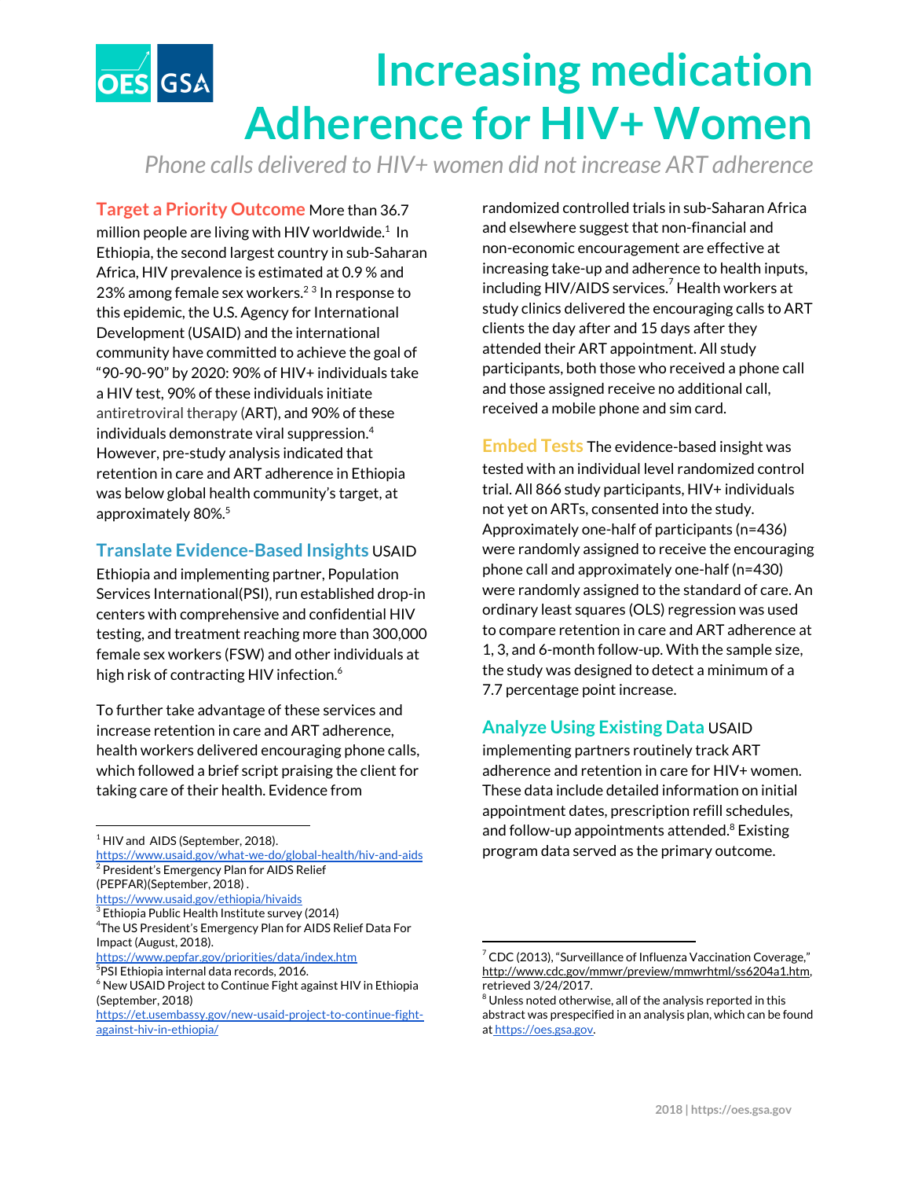# Increasing medication Adherence for HIV+ Women

*Phone calls delivered to HIV+ women did not increase ART adherence*

**Target a Priority Outcome** More than 36.7 million people are living with HIV worldwide.[1] In Ethiopia, the second largest country in sub-Saharan Africa, HIV prevalence is estimated at 0.9 % and 23% among female sex workers.[2 3] In response to this epidemic, the U.S. Agency for International Development (USAID) and the international community have committed to achieve the goal of "90-90-90" by 2020: 90% of HIV+ individuals take a HIV test, 90% of these individuals initiate antiretroviral therapy (ART), and 90% of these individuals demonstrate viral suppression.[4] However, pre-study analysis indicated that retention in care and ART adherence in Ethiopia was below global health community's target, at approximately 80%.[5]

**Translate Evidence-Based Insights** USAID Ethiopia and implementing partner, Population Services International(PSI), run established drop-in centers with comprehensive and confidential HIV testing, and treatment reaching more than 300,000 female sex workers (FSW) and other individuals at high risk of contracting HIV infection.[6]

To further take advantage of these services and increase retention in care and ART adherence, health workers delivered encouraging phone calls, which followed a brief script praising the client for taking care of their health. Evidence from randomized controlled trials in sub-Saharan Africa and elsewhere suggest that non-financial and non-economic encouragement are effective at increasing take-up and adherence to health inputs, including HIV/AIDS services.[7] Health workers at study clinics delivered the encouraging calls to ART clients the day after and 15 days after they attended their ART appointment. All study participants, both those who received a phone call and those assigned receive no additional call, received a mobile phone and sim card.

**Embed Tests** The evidence-based insight was tested with an individual level randomized control trial. All 866 study participants, HIV+ individuals not yet on ARTs, consented into the study. Approximately one-half of participants (n=436) were randomly assigned to receive the encouraging phone call and approximately one-half (n=430) were randomly assigned to the standard of care. An ordinary least squares (OLS) regression was used to compare retention in care and ART adherence at 1, 3, and 6-month follow-up. With the sample size, the study was designed to detect a minimum of a 7.7 percentage point increase.

**Analyze Using Existing Data** USAID implementing partners routinely track ART adherence and retention in care for HIV+ women. These data include detailed information on initial appointment dates, prescription refill schedules, and follow-up appointments attended.[8] Existing program data served as the primary outcome.

---

[1] HIV and AIDS (September, 2018). https://www.usaid.gov/what-we-do/global-health/hiv-and-aids

[2] President's Emergency Plan for AIDS Relief (PEPFAR)(September, 2018) . https://www.usaid.gov/ethiopia/hivaids

[3] Ethiopia Public Health Institute survey (2014)

[4] The US President's Emergency Plan for AIDS Relief Data For Impact (August, 2018). https://www.pepfar.gov/priorities/data/index.htm

[5] PSI Ethiopia internal data records, 2016.

[6] New USAID Project to Continue Fight against HIV in Ethiopia (September, 2018) https://et.usembassy.gov/new-usaid-project-to-continue-fight-against-hiv-in-ethiopia/

[7] CDC (2013), "Surveillance of Influenza Vaccination Coverage," http://www.cdc.gov/mmwr/preview/mmwrhtml/ss6204a1.htm, retrieved 3/24/2017.

[8] Unless noted otherwise, all of the analysis reported in this abstract was prespecified in an analysis plan, which can be found at https://oes.gsa.gov.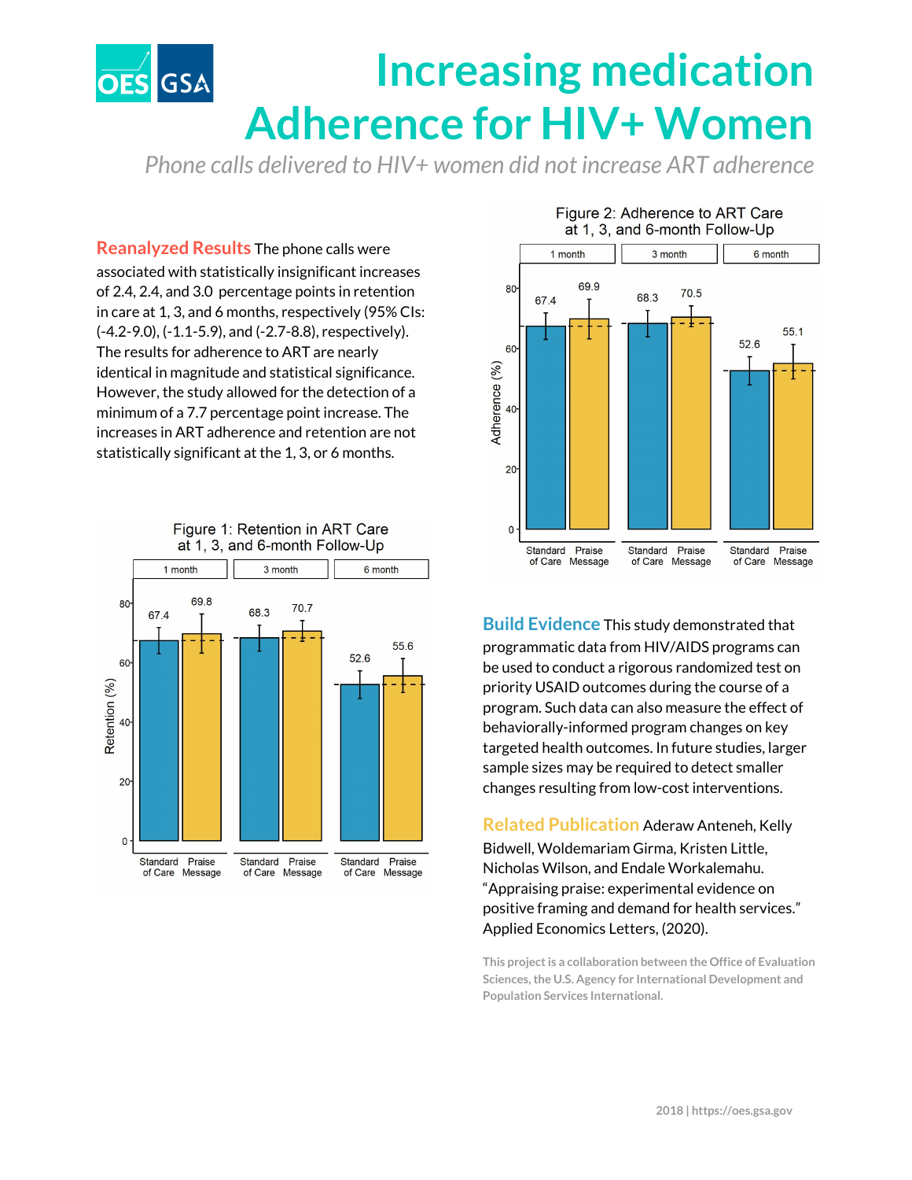# Increasing medication Adherence for HIV+ Women

*Phone calls delivered to HIV+ women did not increase ART adherence*

**Reanalyzed Results** The phone calls were associated with statistically insignificant increases of 2.4, 2.4, and 3.0 percentage points in retention in care at 1, 3, and 6 months, respectively (95% CIs: (-4.2-9.0), (-1.1-5.9), and (-2.7-8.8), respectively). The results for adherence to ART are nearly identical in magnitude and statistical significance. However, the study allowed for the detection of a minimum of a 7.7 percentage point increase. The increases in ART adherence and retention are not statistically significant at the 1, 3, or 6 months.

Figure 1: Retention in ART Care at 1, 3, and 6-month Follow-Up

1 month
3 month
6 month
Retention (%)
0
20
40
60
80
67.4
69.8
68.3
70.7
52.6
55.6
Standard of Care
Praise Message
Standard of Care
Praise Message
Standard of Care
Praise Message

Figure 2: Adherence to ART Care at 1, 3, and 6-month Follow-Up

1 month
3 month
6 month
Adherence (%)
0
20
40
60
80
67.4
69.9
68.3
70.5
52.6
55.1
Standard of Care
Praise Message
Standard of Care
Praise Message
Standard of Care
Praise Message

**Build Evidence** This study demonstrated that programmatic data from HIV/AIDS programs can be used to conduct a rigorous randomized test on priority USAID outcomes during the course of a program. Such data can also measure the effect of behaviorally-informed program changes on key targeted health outcomes. In future studies, larger sample sizes may be required to detect smaller changes resulting from low-cost interventions.

**Related Publication** Aderaw Anteneh, Kelly Bidwell, Woldemariam Girma, Kristen Little, Nicholas Wilson, and Endale Workalemahu. "Appraising praise: experimental evidence on positive framing and demand for health services." Applied Economics Letters, (2020).

This project is a collaboration between the Office of Evaluation Sciences, the U.S. Agency for International Development and Population Services International.

2018 | https://oes.gsa.gov